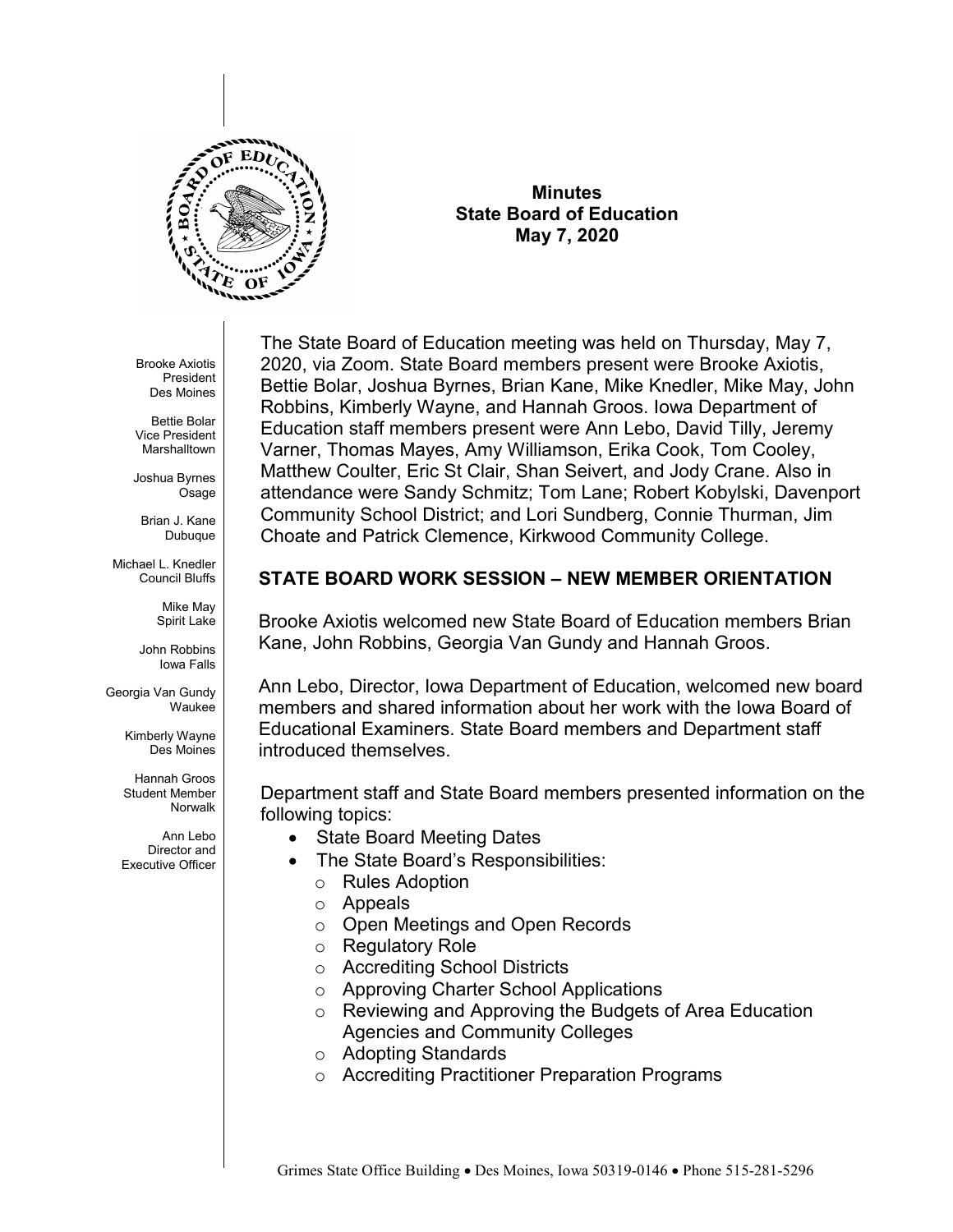**Minutes**
**State Board of Education**
**May 7, 2020**

Brooke Axiotis
President
Des Moines

Bettie Bolar
Vice President
Marshalltown

Joshua Byrnes
Osage

Brian J. Kane
Dubuque

Michael L. Knedler
Council Bluffs

Mike May
Spirit Lake

John Robbins
Iowa Falls

Georgia Van Gundy
Waukee

Kimberly Wayne
Des Moines

Hannah Groos
Student Member
Norwalk

Ann Lebo
Director and
Executive Officer

The State Board of Education meeting was held on Thursday, May 7, 2020, via Zoom. State Board members present were Brooke Axiotis, Bettie Bolar, Joshua Byrnes, Brian Kane, Mike Knedler, Mike May, John Robbins, Kimberly Wayne, and Hannah Groos. Iowa Department of Education staff members present were Ann Lebo, David Tilly, Jeremy Varner, Thomas Mayes, Amy Williamson, Erika Cook, Tom Cooley, Matthew Coulter, Eric St Clair, Shan Seivert, and Jody Crane. Also in attendance were Sandy Schmitz; Tom Lane; Robert Kobylski, Davenport Community School District; and Lori Sundberg, Connie Thurman, Jim Choate and Patrick Clemence, Kirkwood Community College.

## STATE BOARD WORK SESSION – NEW MEMBER ORIENTATION

Brooke Axiotis welcomed new State Board of Education members Brian Kane, John Robbins, Georgia Van Gundy and Hannah Groos.

Ann Lebo, Director, Iowa Department of Education, welcomed new board members and shared information about her work with the Iowa Board of Educational Examiners. State Board members and Department staff introduced themselves.

Department staff and State Board members presented information on the following topics:

- State Board Meeting Dates
- The State Board's Responsibilities:
  - Rules Adoption
  - Appeals
  - Open Meetings and Open Records
  - Regulatory Role
  - Accrediting School Districts
  - Approving Charter School Applications
  - Reviewing and Approving the Budgets of Area Education Agencies and Community Colleges
  - Adopting Standards
  - Accrediting Practitioner Preparation Programs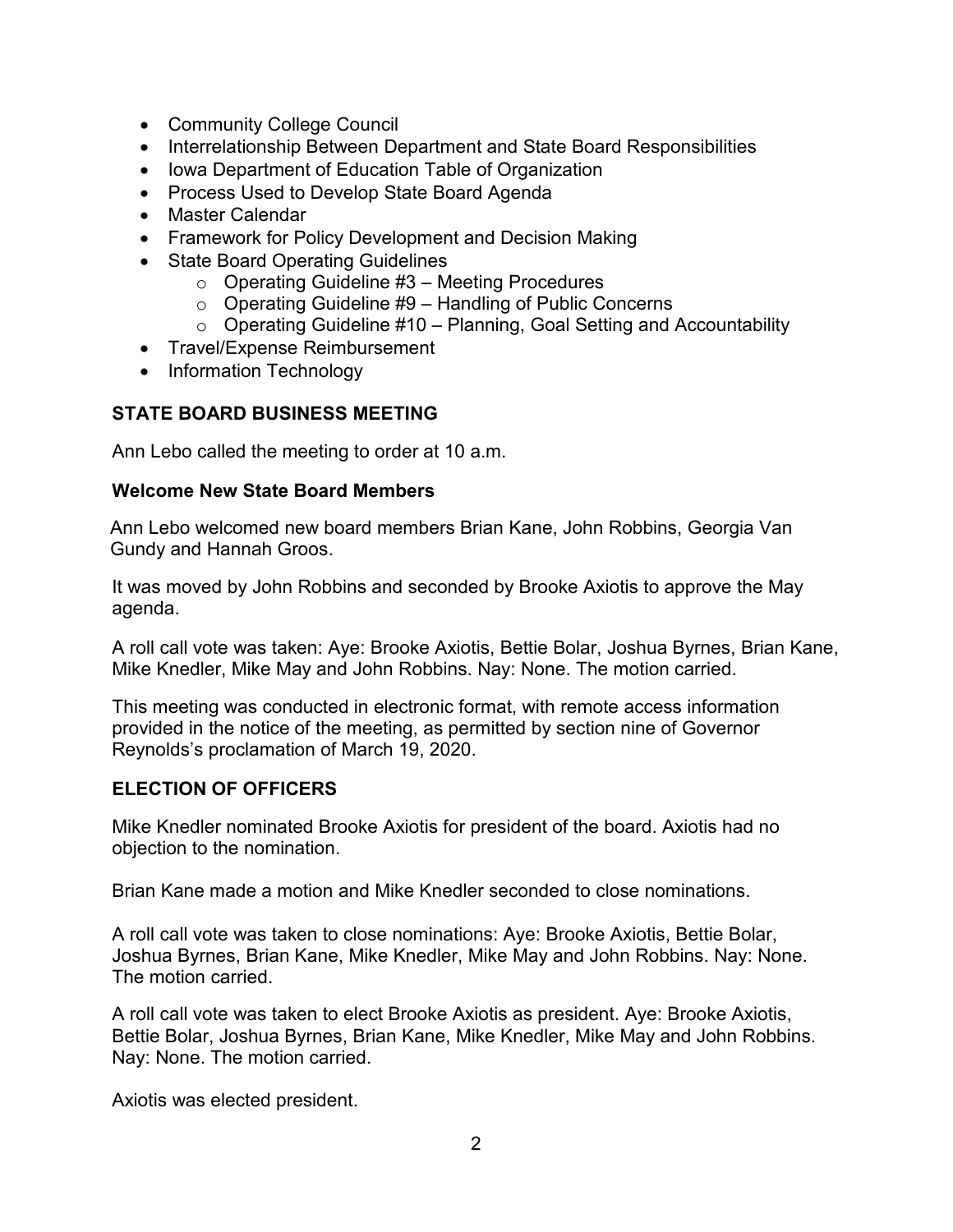- Community College Council
- Interrelationship Between Department and State Board Responsibilities
- Iowa Department of Education Table of Organization
- Process Used to Develop State Board Agenda
- Master Calendar
- Framework for Policy Development and Decision Making
- State Board Operating Guidelines
  - Operating Guideline #3 – Meeting Procedures
  - Operating Guideline #9 – Handling of Public Concerns
  - Operating Guideline #10 – Planning, Goal Setting and Accountability
- Travel/Expense Reimbursement
- Information Technology

## STATE BOARD BUSINESS MEETING

Ann Lebo called the meeting to order at 10 a.m.

### Welcome New State Board Members

Ann Lebo welcomed new board members Brian Kane, John Robbins, Georgia Van Gundy and Hannah Groos.

It was moved by John Robbins and seconded by Brooke Axiotis to approve the May agenda.

A roll call vote was taken: Aye: Brooke Axiotis, Bettie Bolar, Joshua Byrnes, Brian Kane, Mike Knedler, Mike May and John Robbins. Nay: None. The motion carried.

This meeting was conducted in electronic format, with remote access information provided in the notice of the meeting, as permitted by section nine of Governor Reynolds's proclamation of March 19, 2020.

## ELECTION OF OFFICERS

Mike Knedler nominated Brooke Axiotis for president of the board. Axiotis had no objection to the nomination.

Brian Kane made a motion and Mike Knedler seconded to close nominations.

A roll call vote was taken to close nominations: Aye: Brooke Axiotis, Bettie Bolar, Joshua Byrnes, Brian Kane, Mike Knedler, Mike May and John Robbins. Nay: None. The motion carried.

A roll call vote was taken to elect Brooke Axiotis as president. Aye: Brooke Axiotis, Bettie Bolar, Joshua Byrnes, Brian Kane, Mike Knedler, Mike May and John Robbins. Nay: None. The motion carried.

Axiotis was elected president.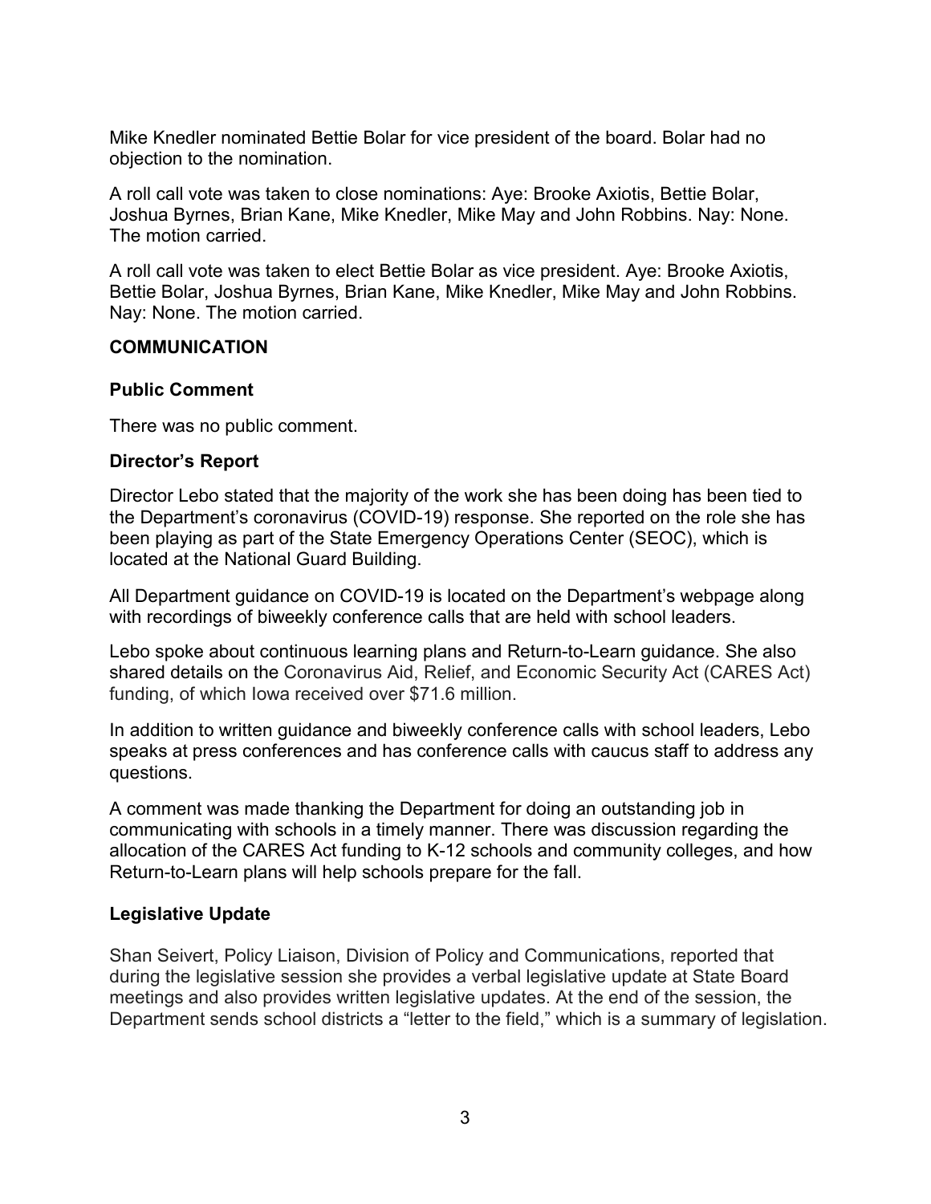Mike Knedler nominated Bettie Bolar for vice president of the board. Bolar had no objection to the nomination.

A roll call vote was taken to close nominations: Aye: Brooke Axiotis, Bettie Bolar, Joshua Byrnes, Brian Kane, Mike Knedler, Mike May and John Robbins. Nay: None. The motion carried.

A roll call vote was taken to elect Bettie Bolar as vice president. Aye: Brooke Axiotis, Bettie Bolar, Joshua Byrnes, Brian Kane, Mike Knedler, Mike May and John Robbins. Nay: None. The motion carried.

## COMMUNICATION

### Public Comment

There was no public comment.

### Director's Report

Director Lebo stated that the majority of the work she has been doing has been tied to the Department's coronavirus (COVID-19) response. She reported on the role she has been playing as part of the State Emergency Operations Center (SEOC), which is located at the National Guard Building.

All Department guidance on COVID-19 is located on the Department's webpage along with recordings of biweekly conference calls that are held with school leaders.

Lebo spoke about continuous learning plans and Return-to-Learn guidance. She also shared details on the Coronavirus Aid, Relief, and Economic Security Act (CARES Act) funding, of which Iowa received over $71.6 million.

In addition to written guidance and biweekly conference calls with school leaders, Lebo speaks at press conferences and has conference calls with caucus staff to address any questions.

A comment was made thanking the Department for doing an outstanding job in communicating with schools in a timely manner. There was discussion regarding the allocation of the CARES Act funding to K-12 schools and community colleges, and how Return-to-Learn plans will help schools prepare for the fall.

### Legislative Update

Shan Seivert, Policy Liaison, Division of Policy and Communications, reported that during the legislative session she provides a verbal legislative update at State Board meetings and also provides written legislative updates. At the end of the session, the Department sends school districts a "letter to the field," which is a summary of legislation.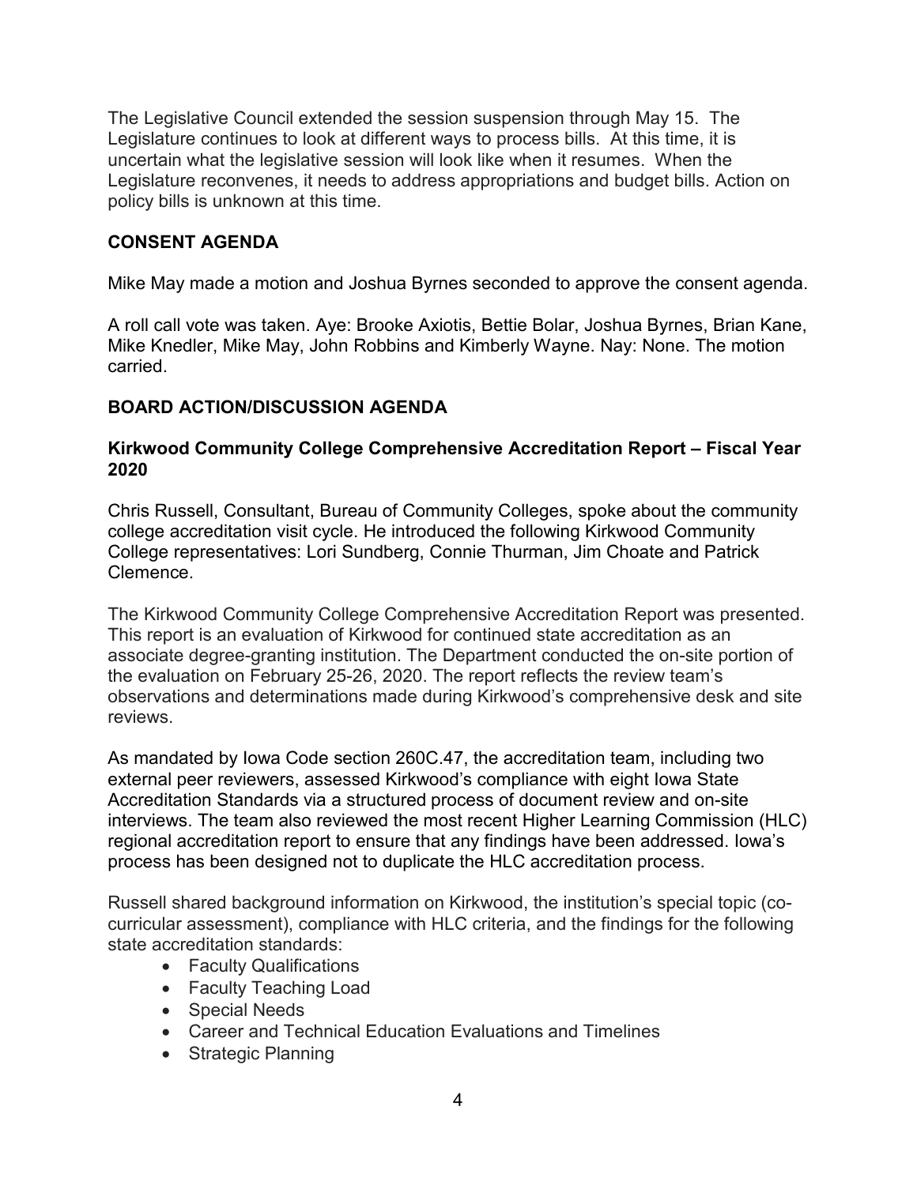The Legislative Council extended the session suspension through May 15. The Legislature continues to look at different ways to process bills. At this time, it is uncertain what the legislative session will look like when it resumes. When the Legislature reconvenes, it needs to address appropriations and budget bills. Action on policy bills is unknown at this time.

## CONSENT AGENDA

Mike May made a motion and Joshua Byrnes seconded to approve the consent agenda.

A roll call vote was taken. Aye: Brooke Axiotis, Bettie Bolar, Joshua Byrnes, Brian Kane, Mike Knedler, Mike May, John Robbins and Kimberly Wayne. Nay: None. The motion carried.

## BOARD ACTION/DISCUSSION AGENDA

### Kirkwood Community College Comprehensive Accreditation Report – Fiscal Year 2020

Chris Russell, Consultant, Bureau of Community Colleges, spoke about the community college accreditation visit cycle. He introduced the following Kirkwood Community College representatives: Lori Sundberg, Connie Thurman, Jim Choate and Patrick Clemence.

The Kirkwood Community College Comprehensive Accreditation Report was presented. This report is an evaluation of Kirkwood for continued state accreditation as an associate degree-granting institution. The Department conducted the on-site portion of the evaluation on February 25-26, 2020. The report reflects the review team's observations and determinations made during Kirkwood's comprehensive desk and site reviews.

As mandated by Iowa Code section 260C.47, the accreditation team, including two external peer reviewers, assessed Kirkwood's compliance with eight Iowa State Accreditation Standards via a structured process of document review and on-site interviews. The team also reviewed the most recent Higher Learning Commission (HLC) regional accreditation report to ensure that any findings have been addressed. Iowa's process has been designed not to duplicate the HLC accreditation process.

Russell shared background information on Kirkwood, the institution's special topic (co-curricular assessment), compliance with HLC criteria, and the findings for the following state accreditation standards:

- Faculty Qualifications
- Faculty Teaching Load
- Special Needs
- Career and Technical Education Evaluations and Timelines
- Strategic Planning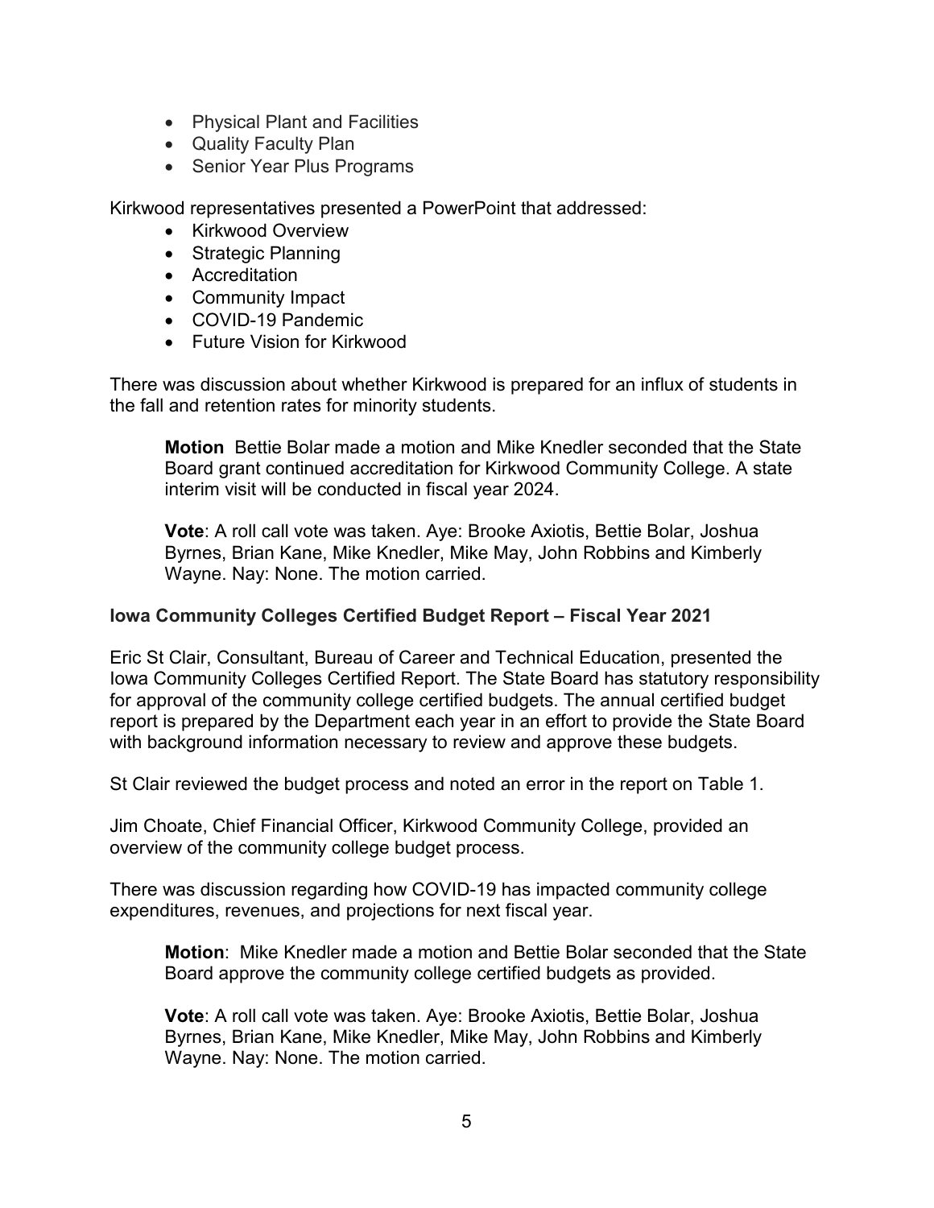- Physical Plant and Facilities
- Quality Faculty Plan
- Senior Year Plus Programs

Kirkwood representatives presented a PowerPoint that addressed:

- Kirkwood Overview
- Strategic Planning
- Accreditation
- Community Impact
- COVID-19 Pandemic
- Future Vision for Kirkwood

There was discussion about whether Kirkwood is prepared for an influx of students in the fall and retention rates for minority students.

> **Motion** Bettie Bolar made a motion and Mike Knedler seconded that the State Board grant continued accreditation for Kirkwood Community College. A state interim visit will be conducted in fiscal year 2024.
>
> **Vote**: A roll call vote was taken. Aye: Brooke Axiotis, Bettie Bolar, Joshua Byrnes, Brian Kane, Mike Knedler, Mike May, John Robbins and Kimberly Wayne. Nay: None. The motion carried.

### Iowa Community Colleges Certified Budget Report – Fiscal Year 2021

Eric St Clair, Consultant, Bureau of Career and Technical Education, presented the Iowa Community Colleges Certified Report. The State Board has statutory responsibility for approval of the community college certified budgets. The annual certified budget report is prepared by the Department each year in an effort to provide the State Board with background information necessary to review and approve these budgets.

St Clair reviewed the budget process and noted an error in the report on Table 1.

Jim Choate, Chief Financial Officer, Kirkwood Community College, provided an overview of the community college budget process.

There was discussion regarding how COVID-19 has impacted community college expenditures, revenues, and projections for next fiscal year.

> **Motion**: Mike Knedler made a motion and Bettie Bolar seconded that the State Board approve the community college certified budgets as provided.
>
> **Vote**: A roll call vote was taken. Aye: Brooke Axiotis, Bettie Bolar, Joshua Byrnes, Brian Kane, Mike Knedler, Mike May, John Robbins and Kimberly Wayne. Nay: None. The motion carried.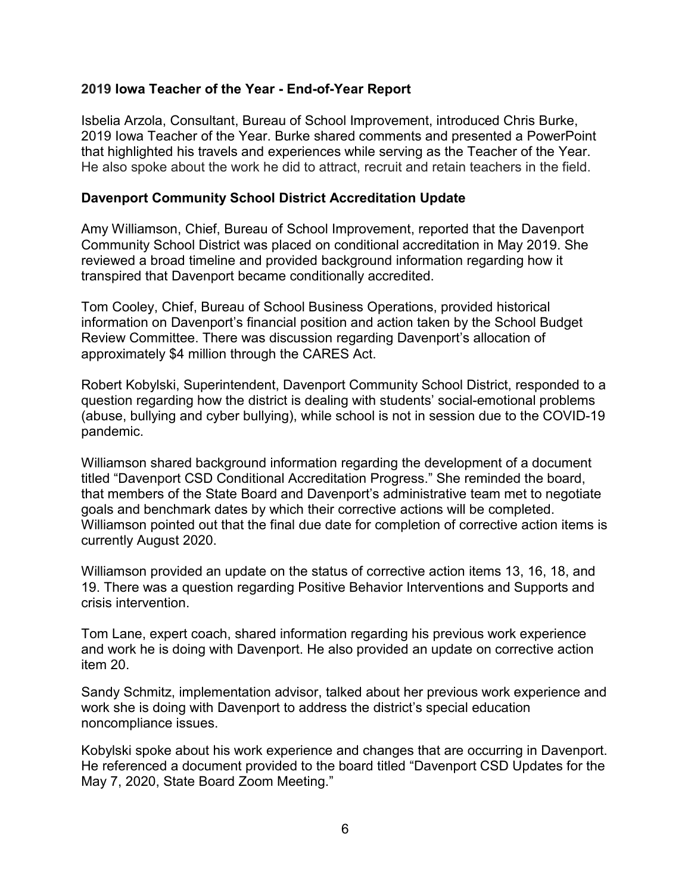### 2019 Iowa Teacher of the Year - End-of-Year Report

Isbelia Arzola, Consultant, Bureau of School Improvement, introduced Chris Burke, 2019 Iowa Teacher of the Year. Burke shared comments and presented a PowerPoint that highlighted his travels and experiences while serving as the Teacher of the Year. He also spoke about the work he did to attract, recruit and retain teachers in the field.

### Davenport Community School District Accreditation Update

Amy Williamson, Chief, Bureau of School Improvement, reported that the Davenport Community School District was placed on conditional accreditation in May 2019. She reviewed a broad timeline and provided background information regarding how it transpired that Davenport became conditionally accredited.

Tom Cooley, Chief, Bureau of School Business Operations, provided historical information on Davenport's financial position and action taken by the School Budget Review Committee. There was discussion regarding Davenport's allocation of approximately $4 million through the CARES Act.

Robert Kobylski, Superintendent, Davenport Community School District, responded to a question regarding how the district is dealing with students' social-emotional problems (abuse, bullying and cyber bullying), while school is not in session due to the COVID-19 pandemic.

Williamson shared background information regarding the development of a document titled "Davenport CSD Conditional Accreditation Progress." She reminded the board, that members of the State Board and Davenport's administrative team met to negotiate goals and benchmark dates by which their corrective actions will be completed. Williamson pointed out that the final due date for completion of corrective action items is currently August 2020.

Williamson provided an update on the status of corrective action items 13, 16, 18, and 19. There was a question regarding Positive Behavior Interventions and Supports and crisis intervention.

Tom Lane, expert coach, shared information regarding his previous work experience and work he is doing with Davenport. He also provided an update on corrective action item 20.

Sandy Schmitz, implementation advisor, talked about her previous work experience and work she is doing with Davenport to address the district's special education noncompliance issues.

Kobylski spoke about his work experience and changes that are occurring in Davenport. He referenced a document provided to the board titled "Davenport CSD Updates for the May 7, 2020, State Board Zoom Meeting."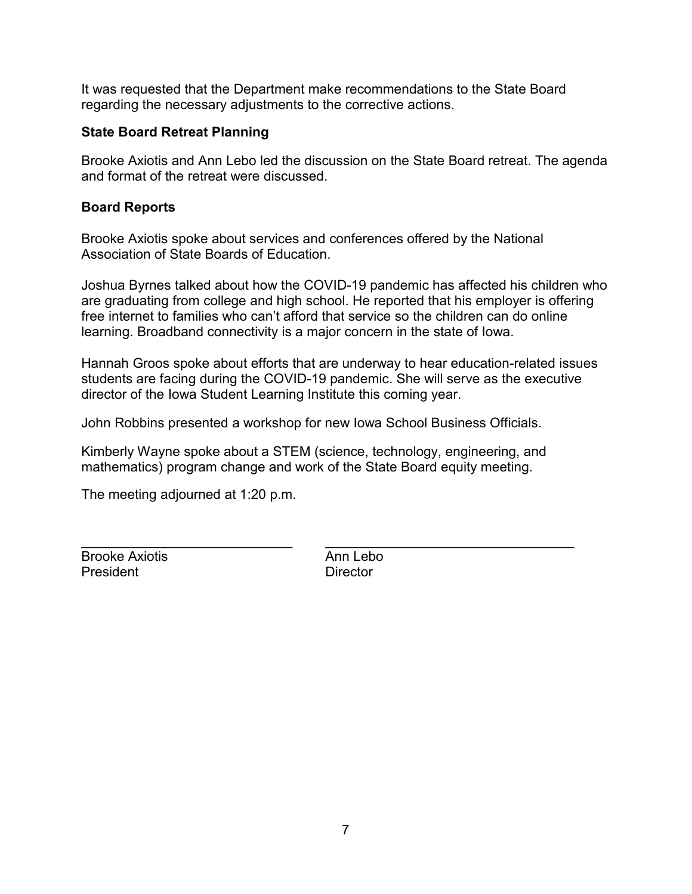It was requested that the Department make recommendations to the State Board regarding the necessary adjustments to the corrective actions.

**State Board Retreat Planning**

Brooke Axiotis and Ann Lebo led the discussion on the State Board retreat. The agenda and format of the retreat were discussed.

**Board Reports**

Brooke Axiotis spoke about services and conferences offered by the National Association of State Boards of Education.

Joshua Byrnes talked about how the COVID-19 pandemic has affected his children who are graduating from college and high school. He reported that his employer is offering free internet to families who can't afford that service so the children can do online learning. Broadband connectivity is a major concern in the state of Iowa.

Hannah Groos spoke about efforts that are underway to hear education-related issues students are facing during the COVID-19 pandemic. She will serve as the executive director of the Iowa Student Learning Institute this coming year.

John Robbins presented a workshop for new Iowa School Business Officials.

Kimberly Wayne spoke about a STEM (science, technology, engineering, and mathematics) program change and work of the State Board equity meeting.

The meeting adjourned at 1:20 p.m.

| | |
|---|---|
| \_\_\_\_\_\_\_\_\_\_\_\_\_\_\_\_\_\_\_\_\_\_\_\_\_\_\_\_\_\_ | \_\_\_\_\_\_\_\_\_\_\_\_\_\_\_\_\_\_\_\_\_\_\_\_\_\_\_\_\_\_\_\_\_\_\_ |
| Brooke Axiotis | Ann Lebo |
| President | Director |